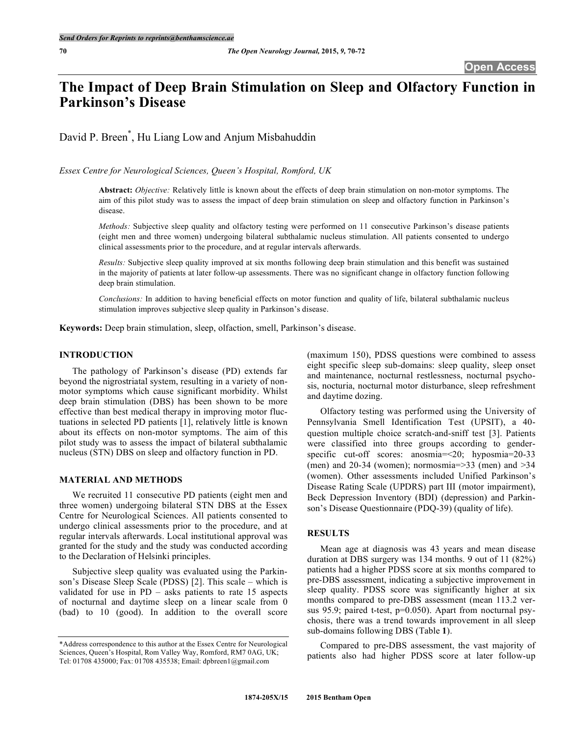# The Impact of Deep Brain Stimulation on Sleep and Olfactory Function in Parkinson's Disease

David P. Breen*, Hu Liang Low and Anjum Misbahuddin

*Essex Centre for Neurological Sciences, Queen's Hospital, Romford, UK*

**Abstract:** *Objective:* Relatively little is known about the effects of deep brain stimulation on non-motor symptoms. The aim of this pilot study was to assess the impact of deep brain stimulation on sleep and olfactory function in Parkinson's disease.

*Methods:* Subjective sleep quality and olfactory testing were performed on 11 consecutive Parkinson's disease patients (eight men and three women) undergoing bilateral subthalamic nucleus stimulation. All patients consented to undergo clinical assessments prior to the procedure, and at regular intervals afterwards.

*Results:* Subjective sleep quality improved at six months following deep brain stimulation and this benefit was sustained in the majority of patients at later follow-up assessments. There was no significant change in olfactory function following deep brain stimulation.

*Conclusions:* In addition to having beneficial effects on motor function and quality of life, bilateral subthalamic nucleus stimulation improves subjective sleep quality in Parkinson's disease.

**Keywords:** Deep brain stimulation, sleep, olfaction, smell, Parkinson's disease.

## INTRODUCTION

The pathology of Parkinson's disease (PD) extends far beyond the nigrostriatal system, resulting in a variety of non-motor symptoms which cause significant morbidity. Whilst deep brain stimulation (DBS) has been shown to be more effective than best medical therapy in improving motor fluctuations in selected PD patients [1], relatively little is known about its effects on non-motor symptoms. The aim of this pilot study was to assess the impact of bilateral subthalamic nucleus (STN) DBS on sleep and olfactory function in PD.

## MATERIAL AND METHODS

We recruited 11 consecutive PD patients (eight men and three women) undergoing bilateral STN DBS at the Essex Centre for Neurological Sciences. All patients consented to undergo clinical assessments prior to the procedure, and at regular intervals afterwards. Local institutional approval was granted for the study and the study was conducted according to the Declaration of Helsinki principles.

Subjective sleep quality was evaluated using the Parkinson's Disease Sleep Scale (PDSS) [2]. This scale – which is validated for use in PD – asks patients to rate 15 aspects of nocturnal and daytime sleep on a linear scale from 0 (bad) to 10 (good). In addition to the overall score (maximum 150), PDSS questions were combined to assess eight specific sleep sub-domains: sleep quality, sleep onset and maintenance, nocturnal restlessness, nocturnal psychosis, nocturia, nocturnal motor disturbance, sleep refreshment and daytime dozing.

Olfactory testing was performed using the University of Pennsylvania Smell Identification Test (UPSIT), a 40-question multiple choice scratch-and-sniff test [3]. Patients were classified into three groups according to gender-specific cut-off scores: anosmia=<20; hyposmia=20-33 (men) and 20-34 (women); normosmia=>33 (men) and >34 (women). Other assessments included Unified Parkinson's Disease Rating Scale (UPDRS) part III (motor impairment), Beck Depression Inventory (BDI) (depression) and Parkinson's Disease Questionnaire (PDQ-39) (quality of life).

## RESULTS

Mean age at diagnosis was 43 years and mean disease duration at DBS surgery was 134 months. 9 out of 11 (82%) patients had a higher PDSS score at six months compared to pre-DBS assessment, indicating a subjective improvement in sleep quality. PDSS score was significantly higher at six months compared to pre-DBS assessment (mean 113.2 versus 95.9; paired t-test, $p=0.050$). Apart from nocturnal psychosis, there was a trend towards improvement in all sleep sub-domains following DBS (Table **1**).

Compared to pre-DBS assessment, the vast majority of patients also had higher PDSS score at later follow-up

*Address correspondence to this author at the Essex Centre for Neurological Sciences, Queen's Hospital, Rom Valley Way, Romford, RM7 0AG, UK; Tel: 01708 435000; Fax: 01708 435538; Email: dpbreen1@gmail.com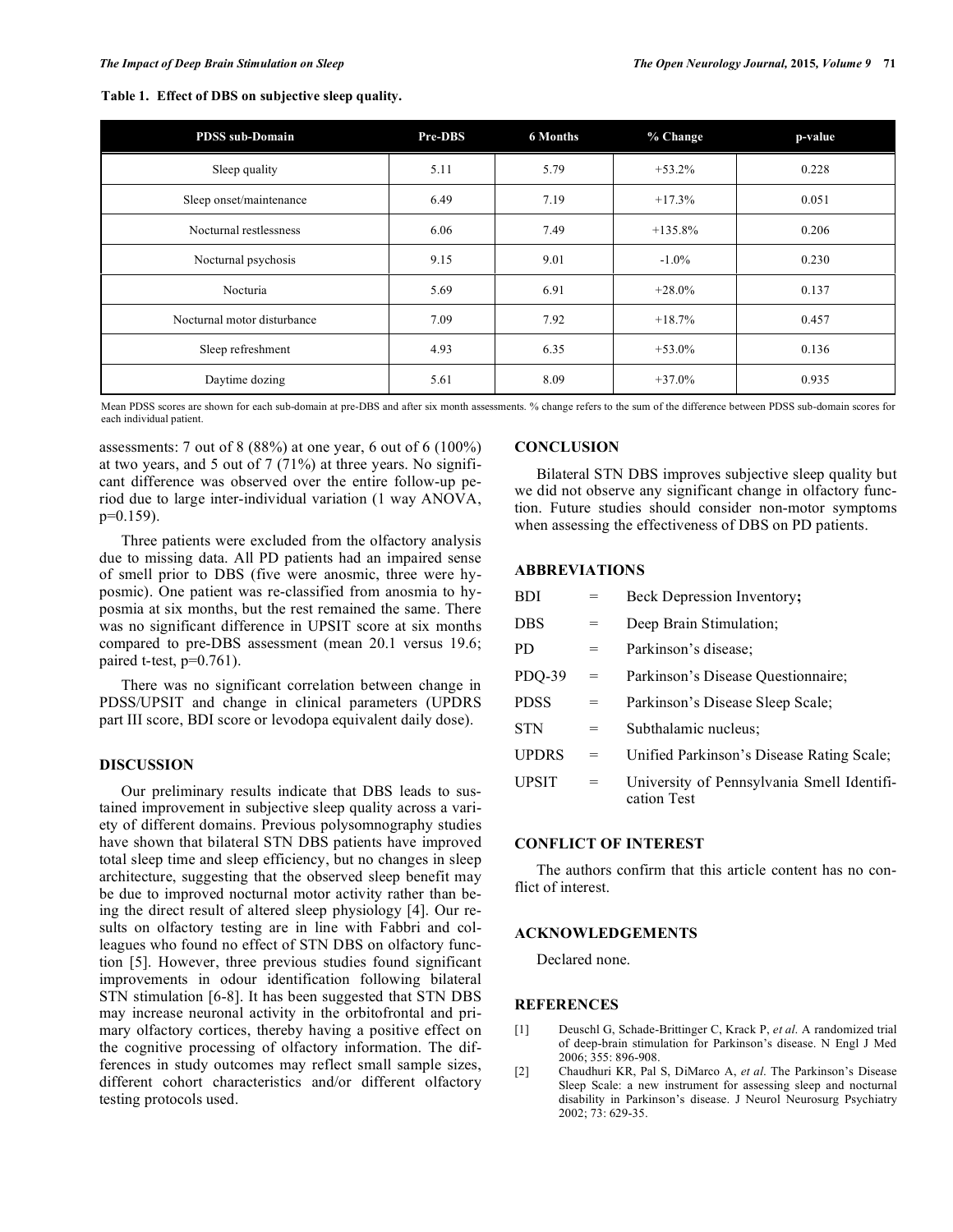**Table 1. Effect of DBS on subjective sleep quality.**

| PDSS sub-Domain | Pre-DBS | 6 Months | % Change | p-value |
|---|---|---|---|---|
| Sleep quality | 5.11 | 5.79 | +53.2% | 0.228 |
| Sleep onset/maintenance | 6.49 | 7.19 | +17.3% | 0.051 |
| Nocturnal restlessness | 6.06 | 7.49 | +135.8% | 0.206 |
| Nocturnal psychosis | 9.15 | 9.01 | -1.0% | 0.230 |
| Nocturia | 5.69 | 6.91 | +28.0% | 0.137 |
| Nocturnal motor disturbance | 7.09 | 7.92 | +18.7% | 0.457 |
| Sleep refreshment | 4.93 | 6.35 | +53.0% | 0.136 |
| Daytime dozing | 5.61 | 8.09 | +37.0% | 0.935 |

Mean PDSS scores are shown for each sub-domain at pre-DBS and after six month assessments. % change refers to the sum of the difference between PDSS sub-domain scores for each individual patient.

assessments: 7 out of 8 (88%) at one year, 6 out of 6 (100%) at two years, and 5 out of 7 (71%) at three years. No significant difference was observed over the entire follow-up period due to large inter-individual variation (1 way ANOVA, $p=0.159$).

Three patients were excluded from the olfactory analysis due to missing data. All PD patients had an impaired sense of smell prior to DBS (five were anosmic, three were hyposmic). One patient was re-classified from anosmia to hyposmia at six months, but the rest remained the same. There was no significant difference in UPSIT score at six months compared to pre-DBS assessment (mean 20.1 versus 19.6; paired t-test, $p=0.761$).

There was no significant correlation between change in PDSS/UPSIT and change in clinical parameters (UPDRS part III score, BDI score or levodopa equivalent daily dose).

## DISCUSSION

Our preliminary results indicate that DBS leads to sustained improvement in subjective sleep quality across a variety of different domains. Previous polysomnography studies have shown that bilateral STN DBS patients have improved total sleep time and sleep efficiency, but no changes in sleep architecture, suggesting that the observed sleep benefit may be due to improved nocturnal motor activity rather than being the direct result of altered sleep physiology [4]. Our results on olfactory testing are in line with Fabbri and colleagues who found no effect of STN DBS on olfactory function [5]. However, three previous studies found significant improvements in odour identification following bilateral STN stimulation [6-8]. It has been suggested that STN DBS may increase neuronal activity in the orbitofrontal and primary olfactory cortices, thereby having a positive effect on the cognitive processing of olfactory information. The differences in study outcomes may reflect small sample sizes, different cohort characteristics and/or different olfactory testing protocols used.

## CONCLUSION

Bilateral STN DBS improves subjective sleep quality but we did not observe any significant change in olfactory function. Future studies should consider non-motor symptoms when assessing the effectiveness of DBS on PD patients.

## ABBREVIATIONS

| | | |
|---|---|---|
| BDI | = | Beck Depression Inventory; |
| DBS | = | Deep Brain Stimulation; |
| PD | = | Parkinson's disease; |
| PDQ-39 | = | Parkinson's Disease Questionnaire; |
| PDSS | = | Parkinson's Disease Sleep Scale; |
| STN | = | Subthalamic nucleus; |
| UPDRS | = | Unified Parkinson's Disease Rating Scale; |
| UPSIT | = | University of Pennsylvania Smell Identification Test |

## CONFLICT OF INTEREST

The authors confirm that this article content has no conflict of interest.

## ACKNOWLEDGEMENTS

Declared none.

## REFERENCES

[1] Deuschl G, Schade-Brittinger C, Krack P, *et al*. A randomized trial of deep-brain stimulation for Parkinson's disease. N Engl J Med 2006; 355: 896-908.

[2] Chaudhuri KR, Pal S, DiMarco A, *et al*. The Parkinson's Disease Sleep Scale: a new instrument for assessing sleep and nocturnal disability in Parkinson's disease. J Neurol Neurosurg Psychiatry 2002; 73: 629-35.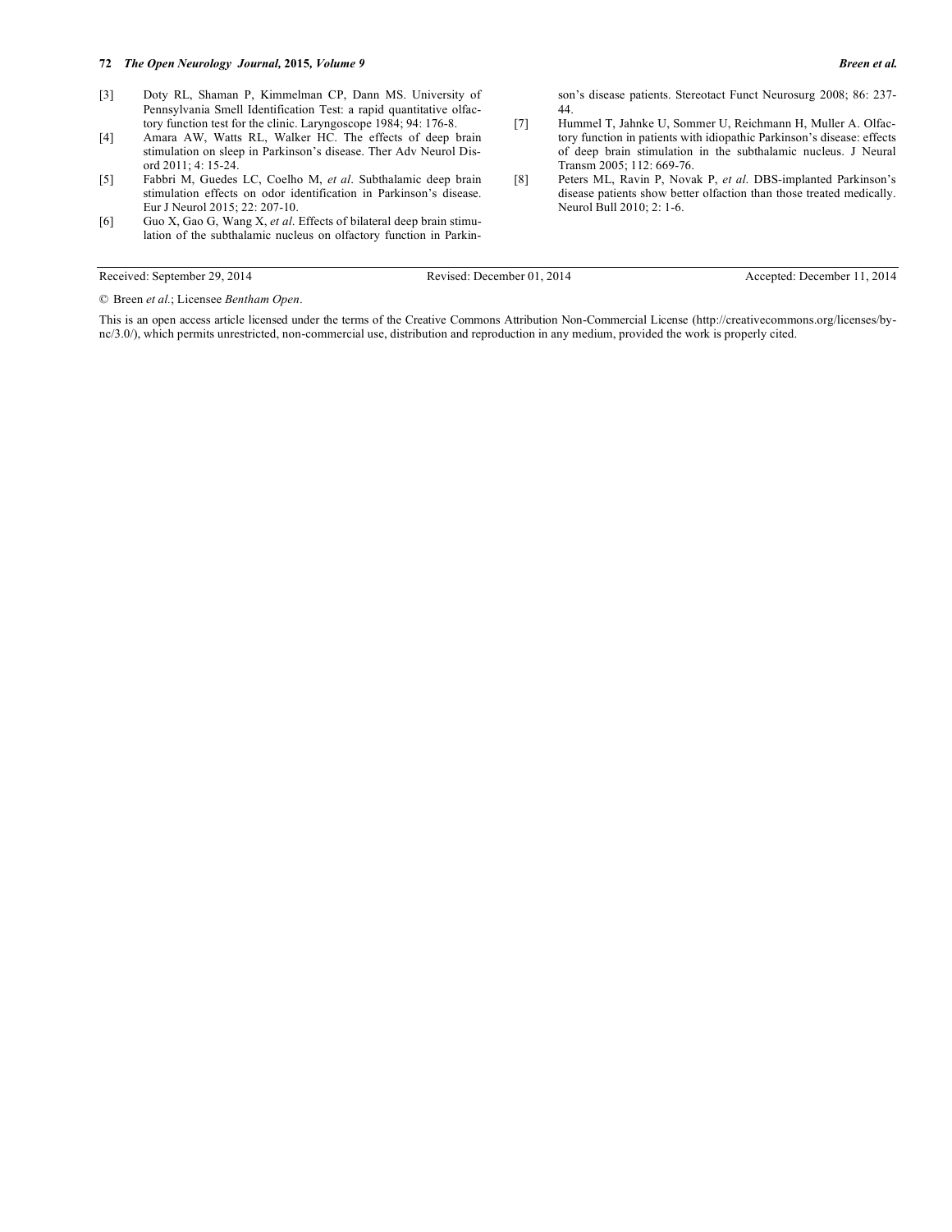[3] Doty RL, Shaman P, Kimmelman CP, Dann MS. University of Pennsylvania Smell Identification Test: a rapid quantitative olfactory function test for the clinic. Laryngoscope 1984; 94: 176-8.

[4] Amara AW, Watts RL, Walker HC. The effects of deep brain stimulation on sleep in Parkinson's disease. Ther Adv Neurol Disord 2011; 4: 15-24.

[5] Fabbri M, Guedes LC, Coelho M, *et al*. Subthalamic deep brain stimulation effects on odor identification in Parkinson's disease. Eur J Neurol 2015; 22: 207-10.

[6] Guo X, Gao G, Wang X, *et al*. Effects of bilateral deep brain stimulation of the subthalamic nucleus on olfactory function in Parkinson's disease patients. Stereotact Funct Neurosurg 2008; 86: 237-44.

[7] Hummel T, Jahnke U, Sommer U, Reichmann H, Muller A. Olfactory function in patients with idiopathic Parkinson's disease: effects of deep brain stimulation in the subthalamic nucleus. J Neural Transm 2005; 112: 669-76.

[8] Peters ML, Ravin P, Novak P, *et al*. DBS-implanted Parkinson's disease patients show better olfaction than those treated medically. Neurol Bull 2010; 2: 1-6.

Received: September 29, 2014 Revised: December 01, 2014 Accepted: December 11, 2014

© Breen *et al*.; Licensee *Bentham Open*.

This is an open access article licensed under the terms of the Creative Commons Attribution Non-Commercial License (http://creativecommons.org/licenses/by-nc/3.0/), which permits unrestricted, non-commercial use, distribution and reproduction in any medium, provided the work is properly cited.